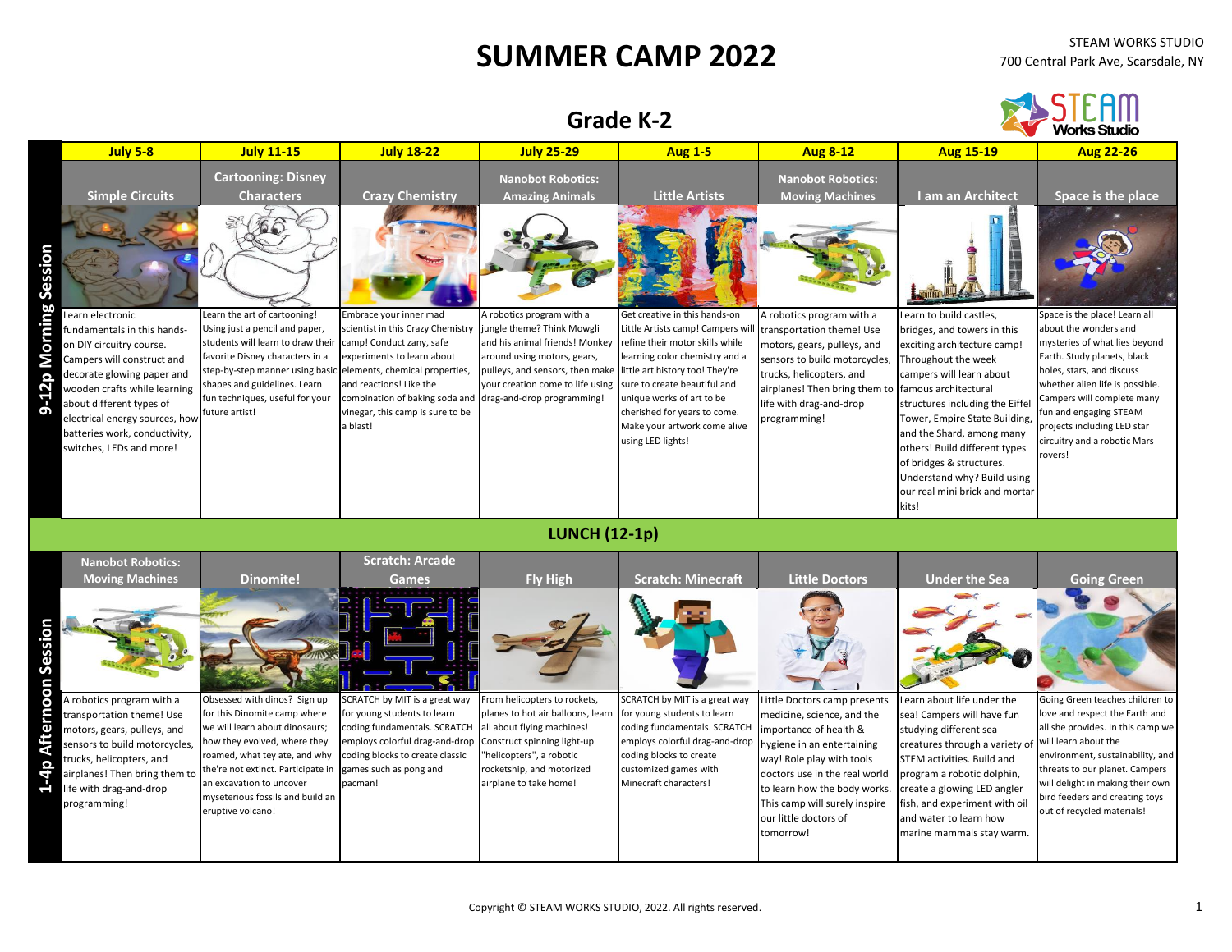# SUMMER CAMP 2022

STEAM WORKS STUDIO
700 Central Park Ave, Scarsdale, NY

## Grade K-2

### 9-12p Morning Session

| July 5-8 | July 11-15 | July 18-22 | July 25-29 | Aug 1-5 | Aug 8-12 | Aug 15-19 | Aug 22-26 |
|---|---|---|---|---|---|---|---|
| **Simple Circuits** | **Cartooning: Disney Characters** | **Crazy Chemistry** | **Nanobot Robotics: Amazing Animals** | **Little Artists** | **Nanobot Robotics: Moving Machines** | **I am an Architect** | **Space is the place** |
| Learn electronic fundamentals in this hands-on DIY circuitry course. Campers will construct and decorate glowing paper and wooden crafts while learning about different types of electrical energy sources, how batteries work, conductivity, switches, LEDs and more! | Learn the art of cartooning! Using just a pencil and paper, students will learn to draw their favorite Disney characters in a step-by-step manner using basic shapes and guidelines. Learn fun techniques, useful for your future artist! | Embrace your inner mad scientist in this Crazy Chemistry camp! Conduct zany, safe experiments to learn about elements, chemical properties, and reactions! Like the combination of baking soda and vinegar, this camp is sure to be a blast! | A robotics program with a jungle theme? Think Mowgli and his animal friends! Monkey around using motors, gears, pulleys, and sensors, then make your creation come to life using drag-and-drop programming! | Get creative in this hands-on Little Artists camp! Campers will refine their motor skills while learning color chemistry and a little art history too! They're sure to create beautiful and unique works of art to be cherished for years to come. Make your artwork come alive using LED lights! | A robotics program with a transportation theme! Use motors, gears, pulleys, and sensors to build motorcycles, trucks, helicopters, and airplanes! Then bring them to life with drag-and-drop programming! | Learn to build castles, bridges, and towers in this exciting architecture camp! Throughout the week campers will learn about famous architectural structures including the Eiffel Tower, Empire State Building, and the Shard, among many others! Build different types of bridges & structures. Understand why? Build using our real mini brick and mortar kits! | Space is the place! Learn all about the wonders and mysteries of what lies beyond Earth. Study planets, black holes, stars, and discuss whether alien life is possible. Campers will complete many fun and engaging STEAM projects including LED star circuitry and a robotic Mars rovers! |

### LUNCH (12-1p)

### 1-4p Afternoon Session

| July 5-8 | July 11-15 | July 18-22 | July 25-29 | Aug 1-5 | Aug 8-12 | Aug 15-19 | Aug 22-26 |
|---|---|---|---|---|---|---|---|
| **Nanobot Robotics: Moving Machines** | **Dinomite!** | **Scratch: Arcade Games** | **Fly High** | **Scratch: Minecraft** | **Little Doctors** | **Under the Sea** | **Going Green** |
| A robotics program with a transportation theme! Use motors, gears, pulleys, and sensors to build motorcycles, trucks, helicopters, and airplanes! Then bring them to life with drag-and-drop programming! | Obsessed with dinos? Sign up for this Dinomite camp where we will learn about dinosaurs; how they evolved, where they roamed, what tey ate, and why the're not extinct. Participate in an excavation to uncover myseterious fossils and build an eruptive volcano! | SCRATCH by MIT is a great way for young students to learn coding fundamentals. SCRATCH employs colorful drag-and-drop coding blocks to create classic games such as pong and pacman! | From helicopters to rockets, planes to hot air balloons, learn all about flying machines! Construct spinning light-up "helicopters", a robotic rocketship, and motorized airplane to take home! | SCRATCH by MIT is a great way for young students to learn coding fundamentals. SCRATCH employs colorful drag-and-drop coding blocks to create customized games with Minecraft characters! | Little Doctors camp presents medicine, science, and the importance of health & hygiene in an entertaining way! Role play with tools doctors use in the real world to learn how the body works. This camp will surely inspire our little doctors of tomorrow! | Learn about life under the sea! Campers will have fun studying different sea creatures through a variety of STEM activities. Build and program a robotic dolphin, create a glowing LED angler fish, and experiment with oil and water to learn how marine mammals stay warm. | Going Green teaches children to love and respect the Earth and all she provides. In this camp we will learn about the environment, sustainability, and threats to our planet. Campers will delight in making their own bird feeders and creating toys out of recycled materials! |

Copyright © STEAM WORKS STUDIO, 2022. All rights reserved.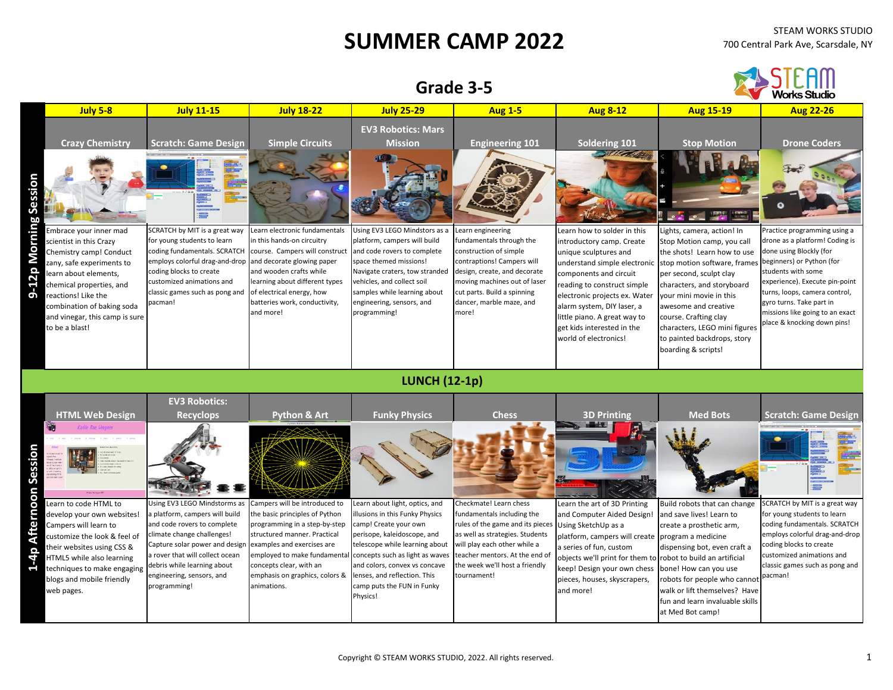# SUMMER CAMP 2022

STEAM WORKS STUDIO
700 Central Park Ave, Scarsdale, NY

## Grade 3-5

### 9-12p Morning Session

| July 5-8 | July 11-15 | July 18-22 | July 25-29 | Aug 1-5 | Aug 8-12 | Aug 15-19 | Aug 22-26 |
|---|---|---|---|---|---|---|---|
| **Crazy Chemistry** | **Scratch: Game Design** | **Simple Circuits** | **EV3 Robotics: Mars Mission** | **Engineering 101** | **Soldering 101** | **Stop Motion** | **Drone Coders** |
| Embrace your inner mad scientist in this Crazy Chemistry camp! Conduct zany, safe experiments to learn about elements, chemical properties, and reactions! Like the combination of baking soda and vinegar, this camp is sure to be a blast! | SCRATCH by MIT is a great way for young students to learn coding fundamentals. SCRATCH employs colorful drag-and-drop coding blocks to create customized animations and classic games such as pong and pacman! | Learn electronic fundamentals in this hands-on circuitry course. Campers will construct and decorate glowing paper and wooden crafts while learning about different types of electrical energy, how batteries work, conductivity, and more! | Using EV3 LEGO Mindstors as a platform, campers will build and code rovers to complete space themed missions! Navigate craters, tow stranded vehicles, and collect soil samples while learning about engineering, sensors, and programming! | Learn engineering fundamentals through the construction of simple contraptions! Campers will design, create, and decorate moving machines out of laser cut parts. Build a spinning dancer, marble maze, and more! | Learn how to solder in this introductory camp. Create unique sculptures and understand simple electronic components and circuit reading to construct simple electronic projects ex. Water alarm system, DIY laser, a little piano. A great way to get kids interested in the world of electronics! | Lights, camera, action! In Stop Motion camp, you call the shots! Learn how to use stop motion software, frames per second, sculpt clay characters, and storyboard your mini movie in this awesome and creative course. Crafting clay characters, LEGO mini figures to painted backdrops, story boarding & scripts! | Practice programming using a drone as a platform! Coding is done using Blockly (for beginners) or Python (for students with some experience). Execute pin-point turns, loops, camera control, gyro turns. Take part in missions like going to an exact place & knocking down pins! |

**LUNCH (12-1p)**

### 1-4p Afternoon Session

| July 5-8 | July 11-15 | July 18-22 | July 25-29 | Aug 1-5 | Aug 8-12 | Aug 15-19 | Aug 22-26 |
|---|---|---|---|---|---|---|---|
| **HTML Web Design** | **EV3 Robotics: Recyclops** | **Python & Art** | **Funky Physics** | **Chess** | **3D Printing** | **Med Bots** | **Scratch: Game Design** |
| Learn to code HTML to develop your own websites! Campers will learn to customize the look & feel of their websites using CSS & HTML5 while also learning techniques to make engaging blogs and mobile friendly web pages. | Using EV3 LEGO Mindstorms as a platform, campers will build and code rovers to complete climate change challenges! Capture solar power and design a rover that will collect ocean debris while learning about engineering, sensors, and programming! | Campers will be introduced to the basic principles of Python programming in a step-by-step structured manner. Practical examples and exercises are employed to make fundamental concepts clear, with an emphasis on graphics, colors & animations. | Learn about light, optics, and illusions in this Funky Physics camp! Create your own perisope, kaleidoscope, and telescope while learning about concepts such as light as waves and colors, convex vs concave lenses, and reflection. This camp puts the FUN in Funky Physics! | Checkmate! Learn chess fundamentals including the rules of the game and its pieces as well as strategies. Students will play each other while a teacher mentors. At the end of the week we'll host a friendly tournament! | Learn the art of 3D Printing and Computer Aided Design! Using SketchUp as a platform, campers will create a series of fun, custom objects we'll print for them to keep! Design your own chess pieces, houses, skyscrapers, and more! | Build robots that can change and save lives! Learn to create a prosthetic arm, program a medicine dispensing bot, even craft a robot to build an artificial bone! How can you use robots for people who cannot walk or lift themselves? Have fun and learn invaluable skills at Med Bot camp! | SCRATCH by MIT is a great way for young students to learn coding fundamentals. SCRATCH employs colorful drag-and-drop coding blocks to create customized animations and classic games such as pong and pacman! |

Copyright © STEAM WORKS STUDIO, 2022. All rights reserved.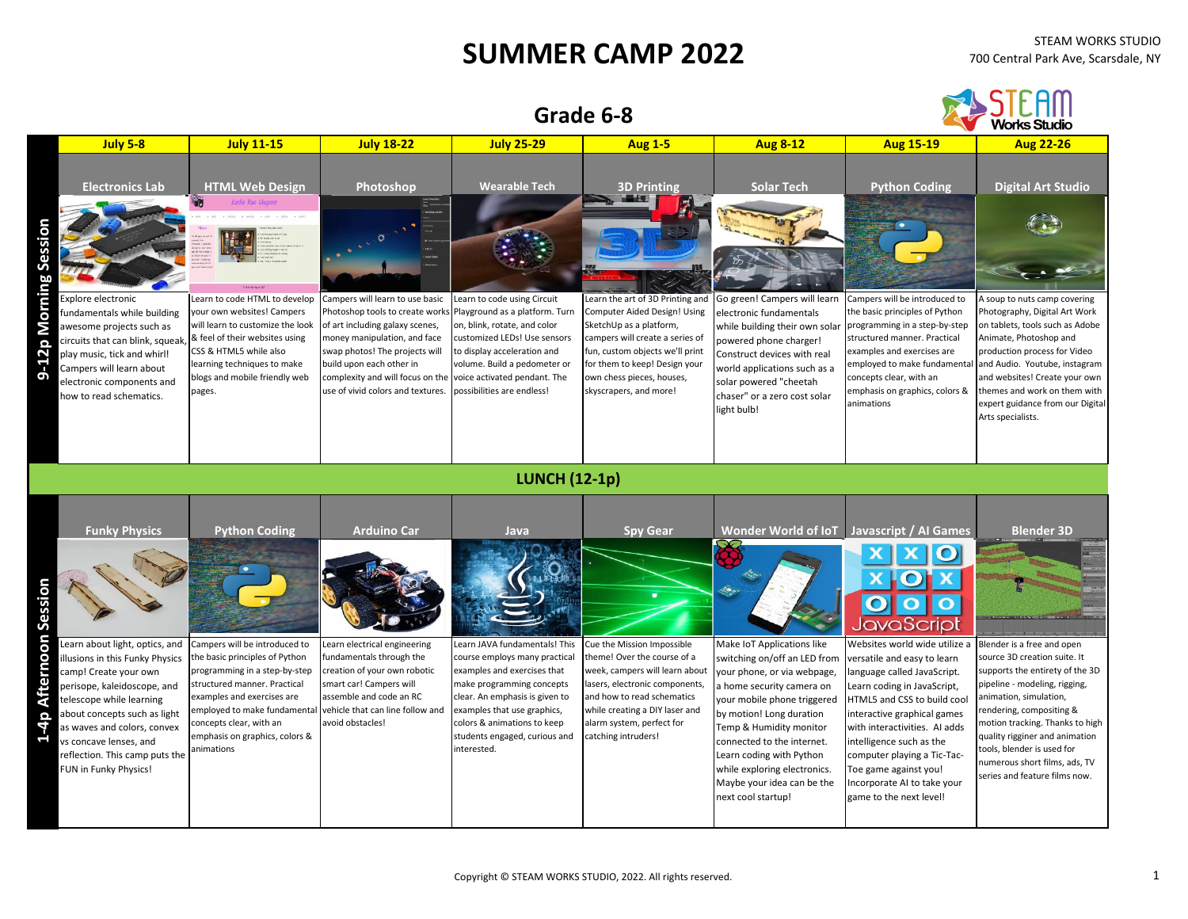# SUMMER CAMP 2022

STEAM WORKS STUDIO
700 Central Park Ave, Scarsdale, NY

## Grade 6-8

| | July 5-8 | July 11-15 | July 18-22 | July 25-29 | Aug 1-5 | Aug 8-12 | Aug 15-19 | Aug 22-26 |
|---|---|---|---|---|---|---|---|---|
| **9-12p Morning Session** | **Electronics Lab**<br>Explore electronic fundamentals while building awesome projects such as circuits that can blink, squeak, play music, tick and whirl! Campers will learn about electronic components and how to read schematics. | **HTML Web Design**<br>Learn to code HTML to develop your own websites! Campers will learn to customize the look & feel of their websites using CSS & HTML5 while also learning techniques to make blogs and mobile friendly web pages. | **Photoshop**<br>Campers will learn to use basic Photoshop tools to create works of art including galaxy scenes, money manipulation, and face swap photos! The projects will build upon each other in complexity and will focus on the use of vivid colors and textures. | **Wearable Tech**<br>Learn to code using Circuit Playground as a platform. Turn on, blink, rotate, and color customized LEDs! Use sensors to display acceleration and volume. Build a pedometer or voice activated pendant. The possibilities are endless! | **3D Printing**<br>Learn the art of 3D Printing and Computer Aided Design! Using SketchUp as a platform, campers will create a series of fun, custom objects we'll print for them to keep! Design your own chess pieces, houses, skyscrapers, and more! | **Solar Tech**<br>Go green! Campers will learn electronic fundamentals while building their own solar powered phone charger! Construct devices with real world applications such as a solar powered "cheetah chaser" or a zero cost solar light bulb! | **Python Coding**<br>Campers will be introduced to the basic principles of Python programming in a step-by-step structured manner. Practical examples and exercises are employed to make fundamental concepts clear, with an emphasis on graphics, colors & animations | **Digital Art Studio**<br>A soup to nuts camp covering Photography, Digital Art Work on tablets, tools such as Adobe Animate, Photoshop and production process for Video and Audio. Youtube, instagram and websites! Create your own themes and work on them with expert guidance from our Digital Arts specialists. |
| | **LUNCH (12-1p)** | | | | | | | |
| **1-4p Afternoon Session** | **Funky Physics**<br>Learn about light, optics, and illusions in this Funky Physics camp! Create your own perisope, kaleidoscope, and telescope while learning about concepts such as light as waves and colors, convex vs concave lenses, and reflection. This camp puts the FUN in Funky Physics! | **Python Coding**<br>Campers will be introduced to the basic principles of Python programming in a step-by-step structured manner. Practical examples and exercises are employed to make fundamental concepts clear, with an emphasis on graphics, colors & animations | **Arduino Car**<br>Learn electrical engineering fundamentals through the creation of your own robotic smart car! Campers will assemble and code an RC vehicle that can line follow and avoid obstacles! | **Java**<br>Learn JAVA fundamentals! This course employs many practical examples and exercises that make programming concepts clear. An emphasis is given to examples that use graphics, colors & animations to keep students engaged, curious and interested. | **Spy Gear**<br>Cue the Mission Impossible theme! Over the course of a week, campers will learn about lasers, electronic components, and how to read schematics while creating a DIY laser and alarm system, perfect for catching intruders! | **Wonder World of IoT**<br>Make IoT Applications like switching on/off an LED from your phone, or via webpage, a home security camera on your mobile phone triggered by motion! Long duration Temp & Humidity monitor connected to the internet. Learn coding with Python while exploring electronics. Maybe your idea can be the next cool startup! | **Javascript / AI Games**<br>Websites world wide utilize a versatile and easy to learn language called JavaScript. Learn coding in JavaScript, HTML5 and CSS to build cool interactive graphical games with interactivities. AI adds intelligence such as the computer playing a Tic-Tac-Toe game against you! Incorporate AI to take your game to the next level! | **Blender 3D**<br>Blender is a free and open source 3D creation suite. It supports the entirety of the 3D pipeline - modeling, rigging, animation, simulation, rendering, compositing & motion tracking. Thanks to high quality rigger and animation tools, blender is used for numerous short films, ads, TV series and feature films now. |

Copyright © STEAM WORKS STUDIO, 2022. All rights reserved.